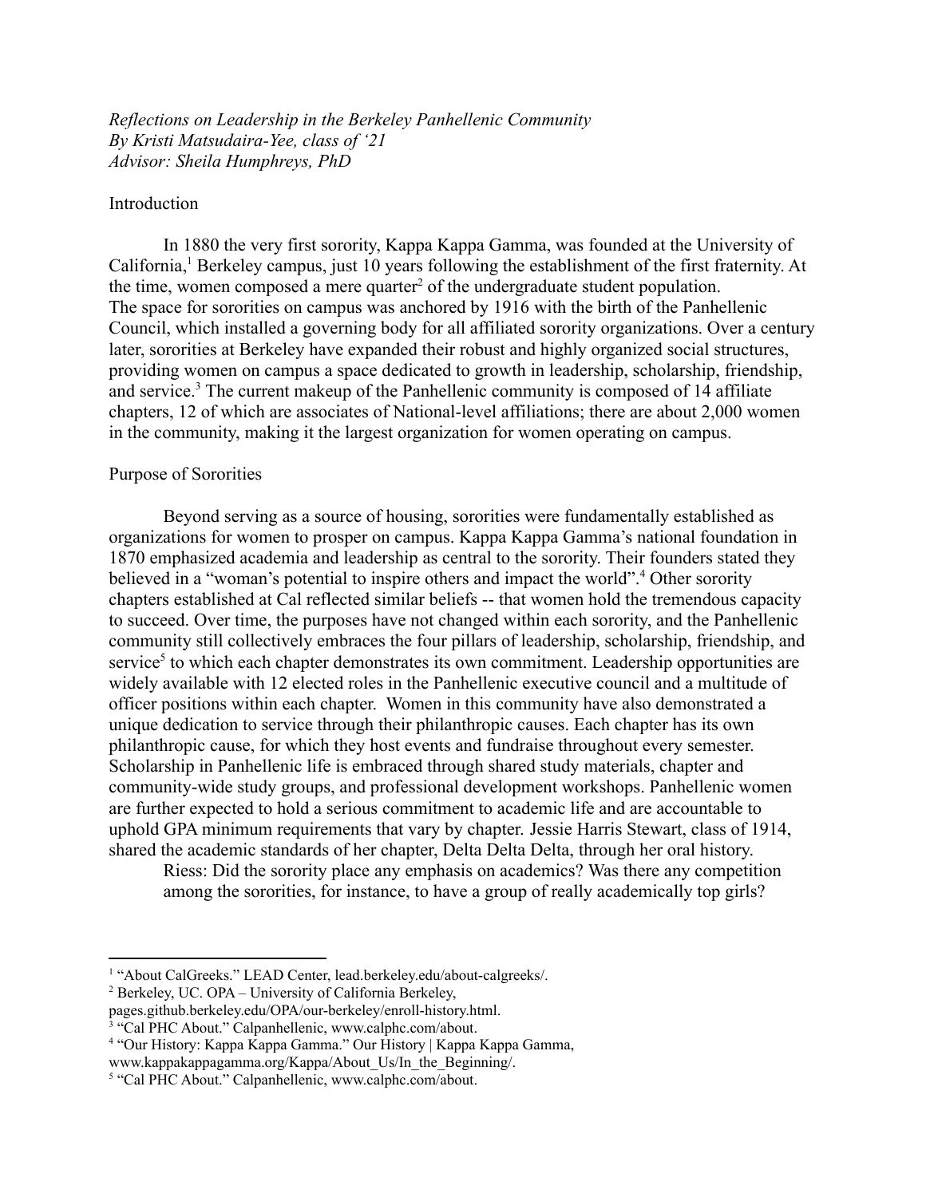*Reflections on Leadership in the Berkeley Panhellenic Community*
*By Kristi Matsudaira-Yee, class of '21*
*Advisor: Sheila Humphreys, PhD*

## Introduction

In 1880 the very first sorority, Kappa Kappa Gamma, was founded at the University of California,[1] Berkeley campus, just 10 years following the establishment of the first fraternity. At the time, women composed a mere quarter[2] of the undergraduate student population. The space for sororities on campus was anchored by 1916 with the birth of the Panhellenic Council, which installed a governing body for all affiliated sorority organizations. Over a century later, sororities at Berkeley have expanded their robust and highly organized social structures, providing women on campus a space dedicated to growth in leadership, scholarship, friendship, and service.[3] The current makeup of the Panhellenic community is composed of 14 affiliate chapters, 12 of which are associates of National-level affiliations; there are about 2,000 women in the community, making it the largest organization for women operating on campus.

## Purpose of Sororities

Beyond serving as a source of housing, sororities were fundamentally established as organizations for women to prosper on campus. Kappa Kappa Gamma's national foundation in 1870 emphasized academia and leadership as central to the sorority. Their founders stated they believed in a "woman's potential to inspire others and impact the world".[4] Other sorority chapters established at Cal reflected similar beliefs -- that women hold the tremendous capacity to succeed. Over time, the purposes have not changed within each sorority, and the Panhellenic community still collectively embraces the four pillars of leadership, scholarship, friendship, and service[5] to which each chapter demonstrates its own commitment. Leadership opportunities are widely available with 12 elected roles in the Panhellenic executive council and a multitude of officer positions within each chapter. Women in this community have also demonstrated a unique dedication to service through their philanthropic causes. Each chapter has its own philanthropic cause, for which they host events and fundraise throughout every semester. Scholarship in Panhellenic life is embraced through shared study materials, chapter and community-wide study groups, and professional development workshops. Panhellenic women are further expected to hold a serious commitment to academic life and are accountable to uphold GPA minimum requirements that vary by chapter. Jessie Harris Stewart, class of 1914, shared the academic standards of her chapter, Delta Delta Delta, through her oral history.

> Riess: Did the sorority place any emphasis on academics? Was there any competition among the sororities, for instance, to have a group of really academically top girls?

---

[1] "About CalGreeks." LEAD Center, lead.berkeley.edu/about-calgreeks/.
[2] Berkeley, UC. OPA – University of California Berkeley, pages.github.berkeley.edu/OPA/our-berkeley/enroll-history.html.
[3] "Cal PHC About." Calpanhellenic, www.calphc.com/about.
[4] "Our History: Kappa Kappa Gamma." Our History | Kappa Kappa Gamma, www.kappakappagamma.org/Kappa/About_Us/In_the_Beginning/.
[5] "Cal PHC About." Calpanhellenic, www.calphc.com/about.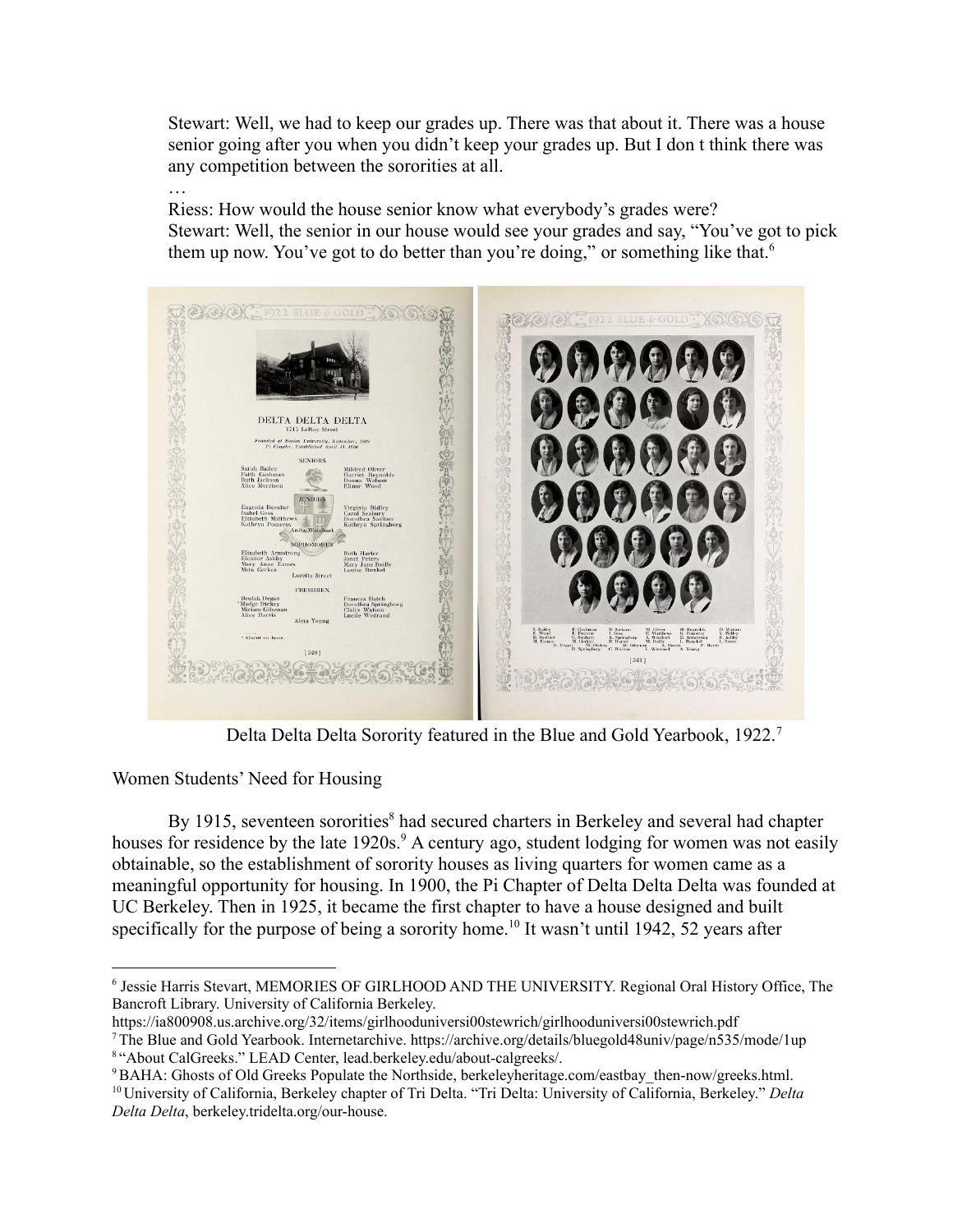Stewart: Well, we had to keep our grades up. There was that about it. There was a house senior going after you when you didn't keep your grades up. But I don t think there was any competition between the sororities at all.

…

Riess: How would the house senior know what everybody's grades were?
Stewart: Well, the senior in our house would see your grades and say, "You've got to pick them up now. You've got to do better than you're doing," or something like that.[6]

Delta Delta Delta Sorority featured in the Blue and Gold Yearbook, 1922.[7]

## Women Students' Need for Housing

By 1915, seventeen sororities[8] had secured charters in Berkeley and several had chapter houses for residence by the late 1920s.[9] A century ago, student lodging for women was not easily obtainable, so the establishment of sorority houses as living quarters for women came as a meaningful opportunity for housing. In 1900, the Pi Chapter of Delta Delta Delta was founded at UC Berkeley. Then in 1925, it became the first chapter to have a house designed and built specifically for the purpose of being a sorority home.[10] It wasn't until 1942, 52 years after

---

[6] Jessie Harris Stevart, MEMORIES OF GIRLHOOD AND THE UNIVERSITY. Regional Oral History Office, The Bancroft Library. University of California Berkeley.
https://ia800908.us.archive.org/32/items/girlhooduniversi00stewrich/girlhooduniversi00stewrich.pdf

[7] The Blue and Gold Yearbook. Internetarchive. https://archive.org/details/bluegold48univ/page/n535/mode/1up

[8] "About CalGreeks." LEAD Center, lead.berkeley.edu/about-calgreeks/.

[9] BAHA: Ghosts of Old Greeks Populate the Northside, berkeleyheritage.com/eastbay_then-now/greeks.html.

[10] University of California, Berkeley chapter of Tri Delta. "Tri Delta: University of California, Berkeley." *Delta Delta Delta*, berkeley.tridelta.org/our-house.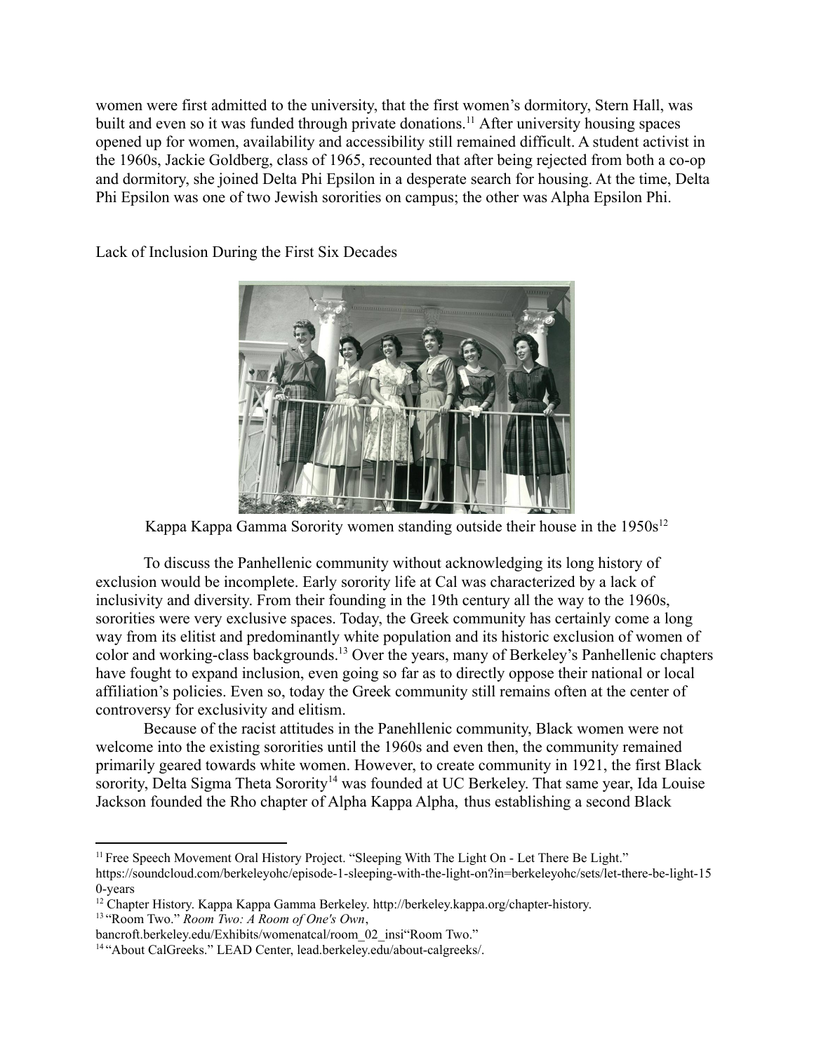women were first admitted to the university, that the first women's dormitory, Stern Hall, was built and even so it was funded through private donations.[11] After university housing spaces opened up for women, availability and accessibility still remained difficult. A student activist in the 1960s, Jackie Goldberg, class of 1965, recounted that after being rejected from both a co-op and dormitory, she joined Delta Phi Epsilon in a desperate search for housing. At the time, Delta Phi Epsilon was one of two Jewish sororities on campus; the other was Alpha Epsilon Phi.

## Lack of Inclusion During the First Six Decades

Kappa Kappa Gamma Sorority women standing outside their house in the 1950s[12]

To discuss the Panhellenic community without acknowledging its long history of exclusion would be incomplete. Early sorority life at Cal was characterized by a lack of inclusivity and diversity. From their founding in the 19th century all the way to the 1960s, sororities were very exclusive spaces. Today, the Greek community has certainly come a long way from its elitist and predominantly white population and its historic exclusion of women of color and working-class backgrounds.[13] Over the years, many of Berkeley's Panhellenic chapters have fought to expand inclusion, even going so far as to directly oppose their national or local affiliation's policies. Even so, today the Greek community still remains often at the center of controversy for exclusivity and elitism.

Because of the racist attitudes in the Panehllenic community, Black women were not welcome into the existing sororities until the 1960s and even then, the community remained primarily geared towards white women. However, to create community in 1921, the first Black sorority, Delta Sigma Theta Sorority[14] was founded at UC Berkeley. That same year, Ida Louise Jackson founded the Rho chapter of Alpha Kappa Alpha, thus establishing a second Black

---

[11] Free Speech Movement Oral History Project. "Sleeping With The Light On - Let There Be Light." https://soundcloud.com/berkeleyohc/episode-1-sleeping-with-the-light-on?in=berkeleyohc/sets/let-there-be-light-150-years

[12] Chapter History. Kappa Kappa Gamma Berkeley. http://berkeley.kappa.org/chapter-history.

[13] "Room Two." *Room Two: A Room of One's Own*, bancroft.berkeley.edu/Exhibits/womenatcal/room_02_insi"Room Two."

[14] "About CalGreeks." LEAD Center, lead.berkeley.edu/about-calgreeks/.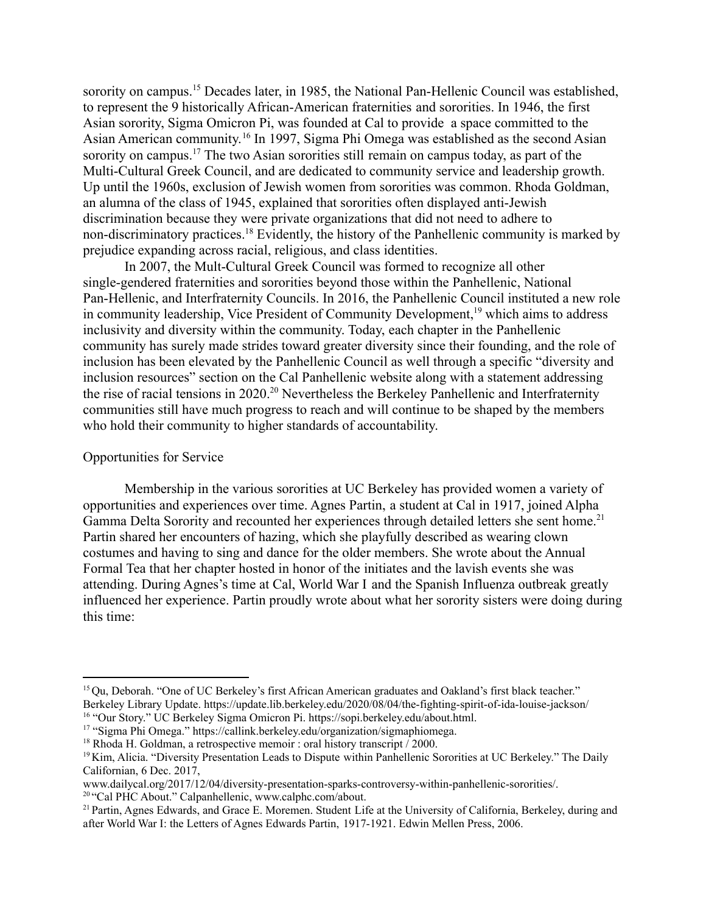sorority on campus.[15] Decades later, in 1985, the National Pan-Hellenic Council was established, to represent the 9 historically African-American fraternities and sororities. In 1946, the first Asian sorority, Sigma Omicron Pi, was founded at Cal to provide a space committed to the Asian American community.[16] In 1997, Sigma Phi Omega was established as the second Asian sorority on campus.[17] The two Asian sororities still remain on campus today, as part of the Multi-Cultural Greek Council, and are dedicated to community service and leadership growth. Up until the 1960s, exclusion of Jewish women from sororities was common. Rhoda Goldman, an alumna of the class of 1945, explained that sororities often displayed anti-Jewish discrimination because they were private organizations that did not need to adhere to non-discriminatory practices.[18] Evidently, the history of the Panhellenic community is marked by prejudice expanding across racial, religious, and class identities.

In 2007, the Mult-Cultural Greek Council was formed to recognize all other single-gendered fraternities and sororities beyond those within the Panhellenic, National Pan-Hellenic, and Interfraternity Councils. In 2016, the Panhellenic Council instituted a new role in community leadership, Vice President of Community Development,[19] which aims to address inclusivity and diversity within the community. Today, each chapter in the Panhellenic community has surely made strides toward greater diversity since their founding, and the role of inclusion has been elevated by the Panhellenic Council as well through a specific "diversity and inclusion resources" section on the Cal Panhellenic website along with a statement addressing the rise of racial tensions in 2020.[20] Nevertheless the Berkeley Panhellenic and Interfraternity communities still have much progress to reach and will continue to be shaped by the members who hold their community to higher standards of accountability.

## Opportunities for Service

Membership in the various sororities at UC Berkeley has provided women a variety of opportunities and experiences over time. Agnes Partin, a student at Cal in 1917, joined Alpha Gamma Delta Sorority and recounted her experiences through detailed letters she sent home.[21] Partin shared her encounters of hazing, which she playfully described as wearing clown costumes and having to sing and dance for the older members. She wrote about the Annual Formal Tea that her chapter hosted in honor of the initiates and the lavish events she was attending. During Agnes's time at Cal, World War I and the Spanish Influenza outbreak greatly influenced her experience. Partin proudly wrote about what her sorority sisters were doing during this time:

---

[15] Qu, Deborah. "One of UC Berkeley's first African American graduates and Oakland's first black teacher." Berkeley Library Update. https://update.lib.berkeley.edu/2020/08/04/the-fighting-spirit-of-ida-louise-jackson/

[16] "Our Story." UC Berkeley Sigma Omicron Pi. https://sopi.berkeley.edu/about.html.

[17] "Sigma Phi Omega." https://callink.berkeley.edu/organization/sigmaphiomega.

[18] Rhoda H. Goldman, a retrospective memoir : oral history transcript / 2000.

[19] Kim, Alicia. "Diversity Presentation Leads to Dispute within Panhellenic Sororities at UC Berkeley." The Daily Californian, 6 Dec. 2017, www.dailycal.org/2017/12/04/diversity-presentation-sparks-controversy-within-panhellenic-sororities/.

[20] "Cal PHC About." Calpanhellenic, www.calphc.com/about.

[21] Partin, Agnes Edwards, and Grace E. Moremen. Student Life at the University of California, Berkeley, during and after World War I: the Letters of Agnes Edwards Partin, 1917-1921. Edwin Mellen Press, 2006.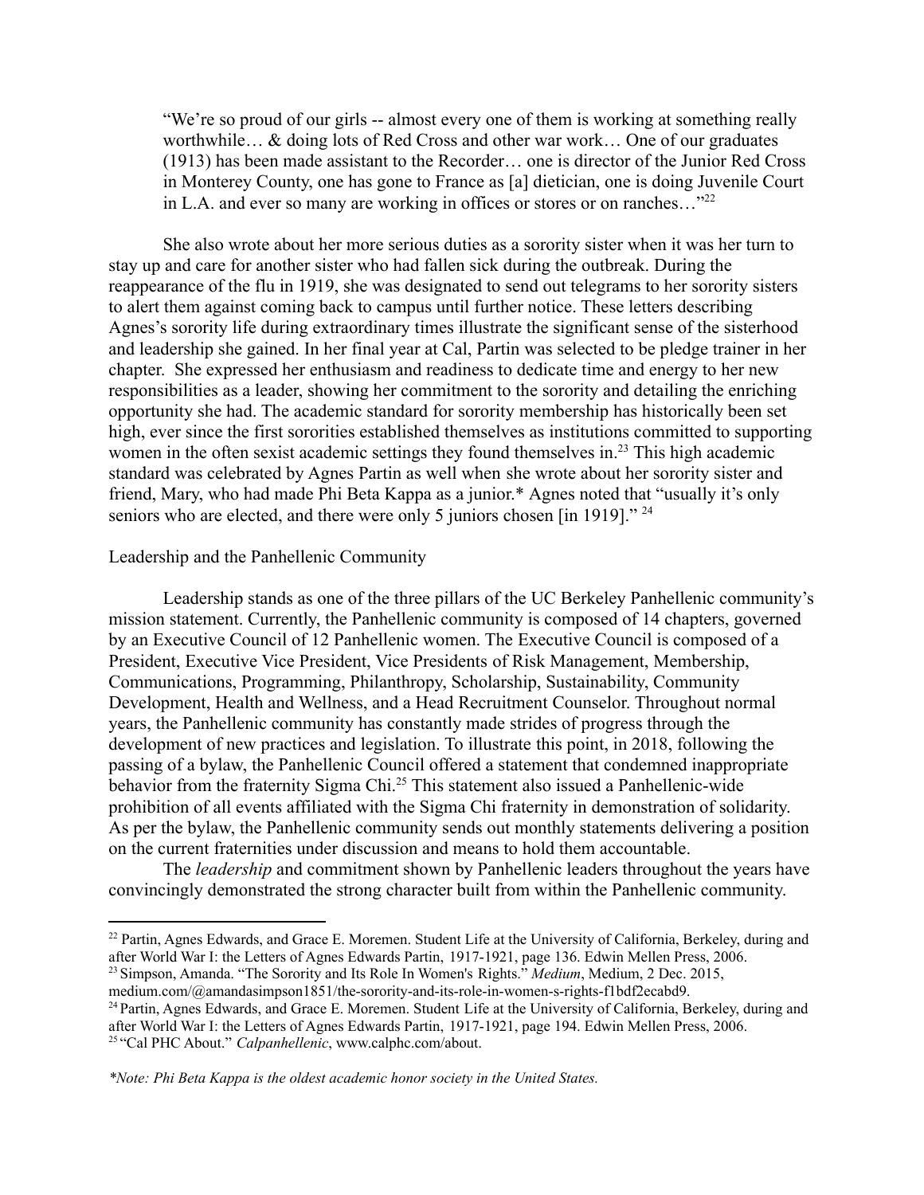> "We're so proud of our girls -- almost every one of them is working at something really worthwhile… & doing lots of Red Cross and other war work… One of our graduates (1913) has been made assistant to the Recorder… one is director of the Junior Red Cross in Monterey County, one has gone to France as [a] dietician, one is doing Juvenile Court in L.A. and ever so many are working in offices or stores or on ranches…"[22]

She also wrote about her more serious duties as a sorority sister when it was her turn to stay up and care for another sister who had fallen sick during the outbreak. During the reappearance of the flu in 1919, she was designated to send out telegrams to her sorority sisters to alert them against coming back to campus until further notice. These letters describing Agnes's sorority life during extraordinary times illustrate the significant sense of the sisterhood and leadership she gained. In her final year at Cal, Partin was selected to be pledge trainer in her chapter. She expressed her enthusiasm and readiness to dedicate time and energy to her new responsibilities as a leader, showing her commitment to the sorority and detailing the enriching opportunity she had. The academic standard for sorority membership has historically been set high, ever since the first sororities established themselves as institutions committed to supporting women in the often sexist academic settings they found themselves in.[23] This high academic standard was celebrated by Agnes Partin as well when she wrote about her sorority sister and friend, Mary, who had made Phi Beta Kappa as a junior.* Agnes noted that "usually it's only seniors who are elected, and there were only 5 juniors chosen [in 1919]." [24]

## Leadership and the Panhellenic Community

Leadership stands as one of the three pillars of the UC Berkeley Panhellenic community's mission statement. Currently, the Panhellenic community is composed of 14 chapters, governed by an Executive Council of 12 Panhellenic women. The Executive Council is composed of a President, Executive Vice President, Vice Presidents of Risk Management, Membership, Communications, Programming, Philanthropy, Scholarship, Sustainability, Community Development, Health and Wellness, and a Head Recruitment Counselor. Throughout normal years, the Panhellenic community has constantly made strides of progress through the development of new practices and legislation. To illustrate this point, in 2018, following the passing of a bylaw, the Panhellenic Council offered a statement that condemned inappropriate behavior from the fraternity Sigma Chi.[25] This statement also issued a Panhellenic-wide prohibition of all events affiliated with the Sigma Chi fraternity in demonstration of solidarity. As per the bylaw, the Panhellenic community sends out monthly statements delivering a position on the current fraternities under discussion and means to hold them accountable.

The *leadership* and commitment shown by Panhellenic leaders throughout the years have convincingly demonstrated the strong character built from within the Panhellenic community.

---

[22] Partin, Agnes Edwards, and Grace E. Moremen. Student Life at the University of California, Berkeley, during and after World War I: the Letters of Agnes Edwards Partin, 1917-1921, page 136. Edwin Mellen Press, 2006.

[23] Simpson, Amanda. "The Sorority and Its Role In Women's Rights." *Medium*, Medium, 2 Dec. 2015, medium.com/@amandasimpson1851/the-sorority-and-its-role-in-women-s-rights-f1bdf2ecabd9.

[24] Partin, Agnes Edwards, and Grace E. Moremen. Student Life at the University of California, Berkeley, during and after World War I: the Letters of Agnes Edwards Partin, 1917-1921, page 194. Edwin Mellen Press, 2006.

[25] "Cal PHC About." *Calpanhellenic*, www.calphc.com/about.

*\*Note: Phi Beta Kappa is the oldest academic honor society in the United States.*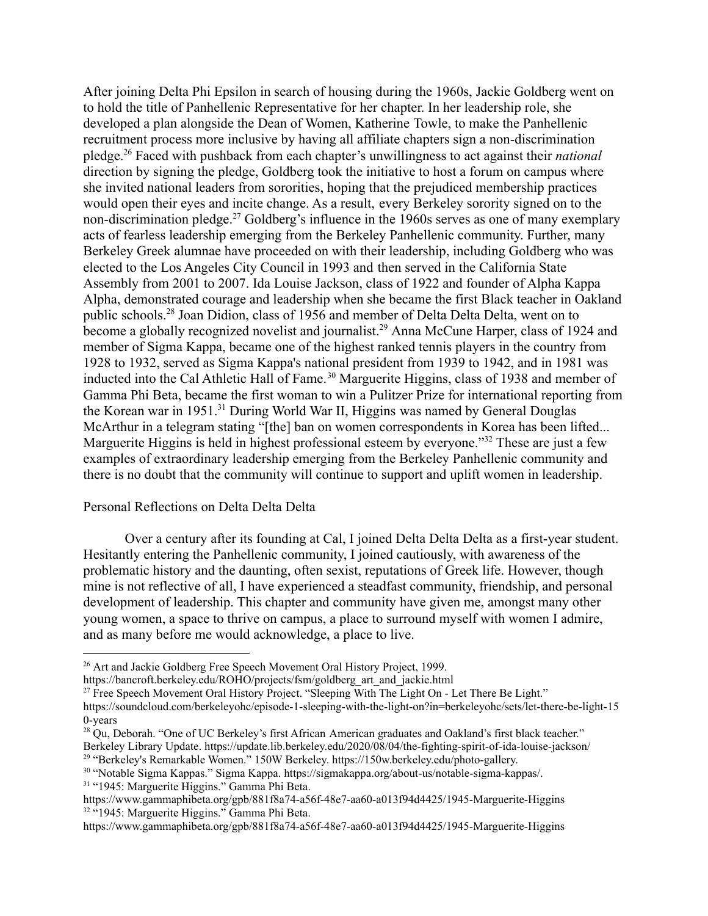After joining Delta Phi Epsilon in search of housing during the 1960s, Jackie Goldberg went on to hold the title of Panhellenic Representative for her chapter. In her leadership role, she developed a plan alongside the Dean of Women, Katherine Towle, to make the Panhellenic recruitment process more inclusive by having all affiliate chapters sign a non-discrimination pledge.[26] Faced with pushback from each chapter's unwillingness to act against their *national* direction by signing the pledge, Goldberg took the initiative to host a forum on campus where she invited national leaders from sororities, hoping that the prejudiced membership practices would open their eyes and incite change. As a result, every Berkeley sorority signed on to the non-discrimination pledge.[27] Goldberg's influence in the 1960s serves as one of many exemplary acts of fearless leadership emerging from the Berkeley Panhellenic community. Further, many Berkeley Greek alumnae have proceeded on with their leadership, including Goldberg who was elected to the Los Angeles City Council in 1993 and then served in the California State Assembly from 2001 to 2007. Ida Louise Jackson, class of 1922 and founder of Alpha Kappa Alpha, demonstrated courage and leadership when she became the first Black teacher in Oakland public schools.[28] Joan Didion, class of 1956 and member of Delta Delta Delta, went on to become a globally recognized novelist and journalist.[29] Anna McCune Harper, class of 1924 and member of Sigma Kappa, became one of the highest ranked tennis players in the country from 1928 to 1932, served as Sigma Kappa's national president from 1939 to 1942, and in 1981 was inducted into the Cal Athletic Hall of Fame.[30] Marguerite Higgins, class of 1938 and member of Gamma Phi Beta, became the first woman to win a Pulitzer Prize for international reporting from the Korean war in 1951.[31] During World War II, Higgins was named by General Douglas McArthur in a telegram stating "[the] ban on women correspondents in Korea has been lifted... Marguerite Higgins is held in highest professional esteem by everyone."[32] These are just a few examples of extraordinary leadership emerging from the Berkeley Panhellenic community and there is no doubt that the community will continue to support and uplift women in leadership.

## Personal Reflections on Delta Delta Delta

Over a century after its founding at Cal, I joined Delta Delta Delta as a first-year student. Hesitantly entering the Panhellenic community, I joined cautiously, with awareness of the problematic history and the daunting, often sexist, reputations of Greek life. However, though mine is not reflective of all, I have experienced a steadfast community, friendship, and personal development of leadership. This chapter and community have given me, amongst many other young women, a space to thrive on campus, a place to surround myself with women I admire, and as many before me would acknowledge, a place to live.

---

[26] Art and Jackie Goldberg Free Speech Movement Oral History Project, 1999. https://bancroft.berkeley.edu/ROHO/projects/fsm/goldberg_art_and_jackie.html

[27] Free Speech Movement Oral History Project. "Sleeping With The Light On - Let There Be Light." https://soundcloud.com/berkeleyohc/episode-1-sleeping-with-the-light-on?in=berkeleyohc/sets/let-there-be-light-150-years

[28] Qu, Deborah. "One of UC Berkeley's first African American graduates and Oakland's first black teacher." Berkeley Library Update. https://update.lib.berkeley.edu/2020/08/04/the-fighting-spirit-of-ida-louise-jackson/

[29] "Berkeley's Remarkable Women." 150W Berkeley. https://150w.berkeley.edu/photo-gallery.

[30] "Notable Sigma Kappas." Sigma Kappa. https://sigmakappa.org/about-us/notable-sigma-kappas/.

[31] "1945: Marguerite Higgins." Gamma Phi Beta. https://www.gammaphibeta.org/gpb/881f8a74-a56f-48e7-aa60-a013f94d4425/1945-Marguerite-Higgins

[32] "1945: Marguerite Higgins." Gamma Phi Beta. https://www.gammaphibeta.org/gpb/881f8a74-a56f-48e7-aa60-a013f94d4425/1945-Marguerite-Higgins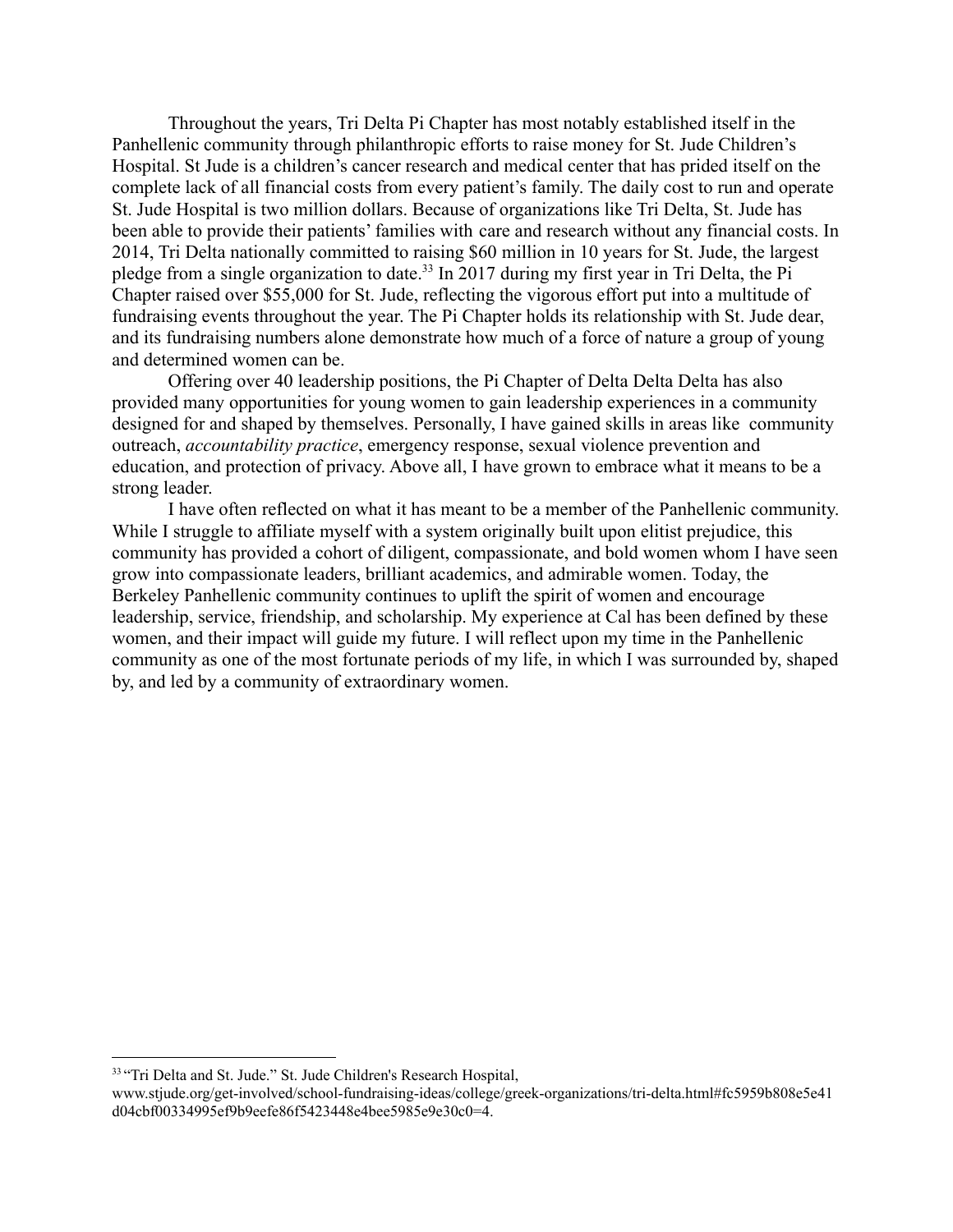Throughout the years, Tri Delta Pi Chapter has most notably established itself in the Panhellenic community through philanthropic efforts to raise money for St. Jude Children's Hospital. St Jude is a children's cancer research and medical center that has prided itself on the complete lack of all financial costs from every patient's family. The daily cost to run and operate St. Jude Hospital is two million dollars. Because of organizations like Tri Delta, St. Jude has been able to provide their patients' families with care and research without any financial costs. In 2014, Tri Delta nationally committed to raising $60 million in 10 years for St. Jude, the largest pledge from a single organization to date.[33] In 2017 during my first year in Tri Delta, the Pi Chapter raised over $55,000 for St. Jude, reflecting the vigorous effort put into a multitude of fundraising events throughout the year. The Pi Chapter holds its relationship with St. Jude dear, and its fundraising numbers alone demonstrate how much of a force of nature a group of young and determined women can be.

Offering over 40 leadership positions, the Pi Chapter of Delta Delta Delta has also provided many opportunities for young women to gain leadership experiences in a community designed for and shaped by themselves. Personally, I have gained skills in areas like community outreach, *accountability practice*, emergency response, sexual violence prevention and education, and protection of privacy. Above all, I have grown to embrace what it means to be a strong leader.

I have often reflected on what it has meant to be a member of the Panhellenic community. While I struggle to affiliate myself with a system originally built upon elitist prejudice, this community has provided a cohort of diligent, compassionate, and bold women whom I have seen grow into compassionate leaders, brilliant academics, and admirable women. Today, the Berkeley Panhellenic community continues to uplift the spirit of women and encourage leadership, service, friendship, and scholarship. My experience at Cal has been defined by these women, and their impact will guide my future. I will reflect upon my time in the Panhellenic community as one of the most fortunate periods of my life, in which I was surrounded by, shaped by, and led by a community of extraordinary women.

---

[33] "Tri Delta and St. Jude." St. Jude Children's Research Hospital, www.stjude.org/get-involved/school-fundraising-ideas/college/greek-organizations/tri-delta.html#fc5959b808e5e41d04cbf00334995ef9b9eefe86f5423448e4bee5985e9e30c0=4.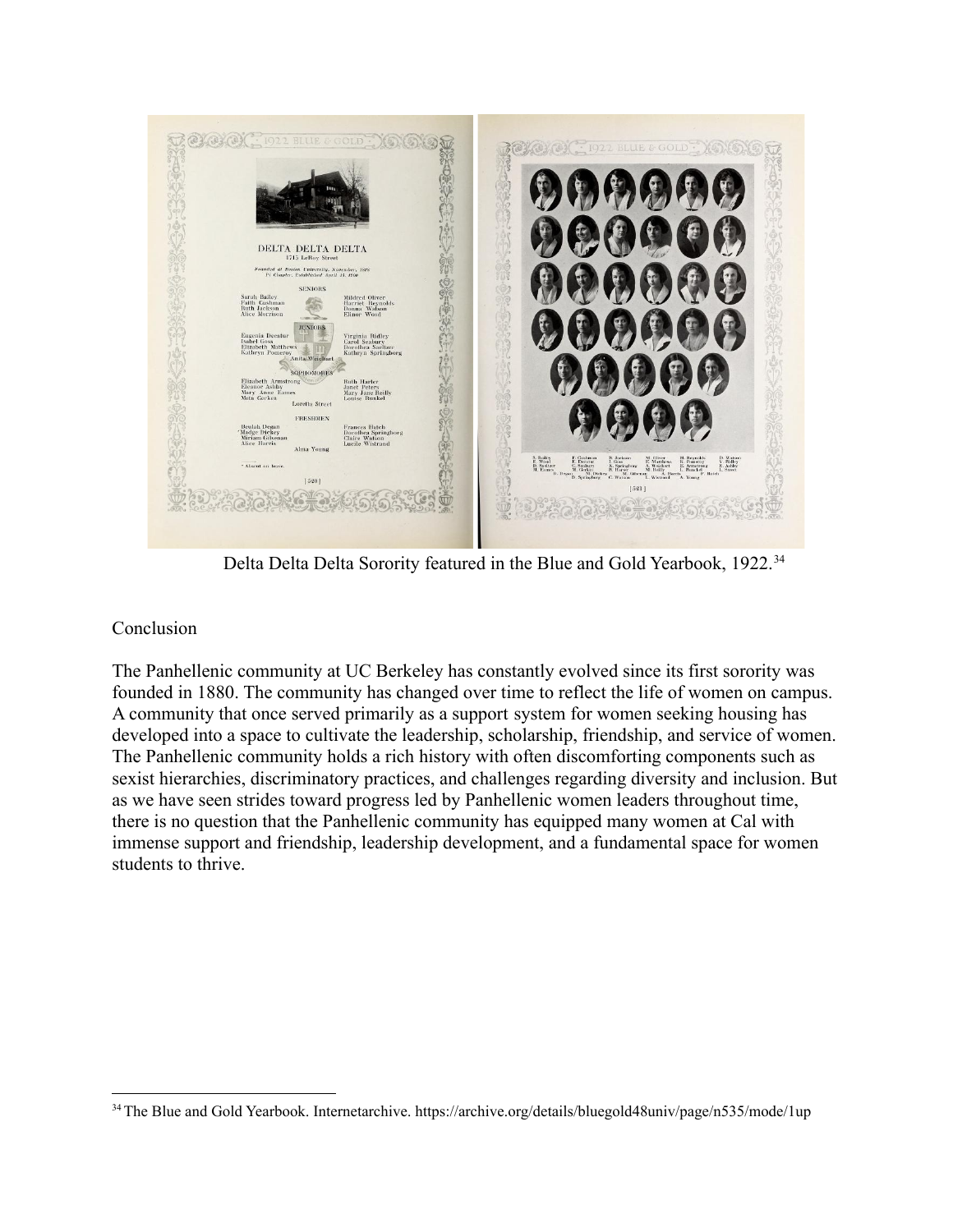Delta Delta Delta Sorority featured in the Blue and Gold Yearbook, 1922.[34]

## Conclusion

The Panhellenic community at UC Berkeley has constantly evolved since its first sorority was founded in 1880. The community has changed over time to reflect the life of women on campus. A community that once served primarily as a support system for women seeking housing has developed into a space to cultivate the leadership, scholarship, friendship, and service of women. The Panhellenic community holds a rich history with often discomforting components such as sexist hierarchies, discriminatory practices, and challenges regarding diversity and inclusion. But as we have seen strides toward progress led by Panhellenic women leaders throughout time, there is no question that the Panhellenic community has equipped many women at Cal with immense support and friendship, leadership development, and a fundamental space for women students to thrive.

[34] The Blue and Gold Yearbook. Internetarchive. https://archive.org/details/bluegold48univ/page/n535/mode/1up